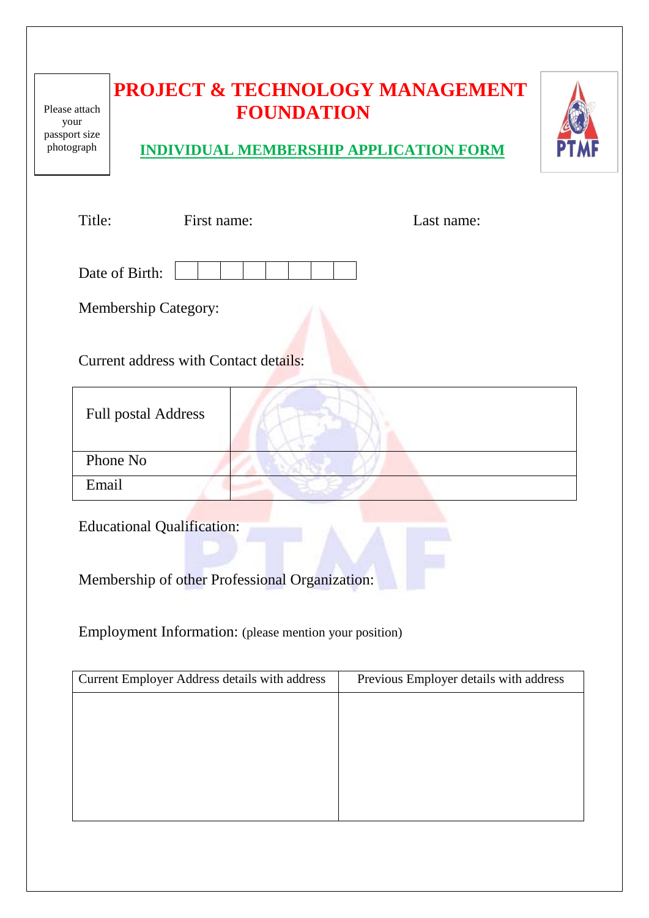Please attach your passport size photograph

# PROJECT & TECHNOLOGY MANAGEMENT FOUNDATION

## INDIVIDUAL MEMBERSHIP APPLICATION FORM

Title: First name: Last name:

Date of Birth: | | | | | | | | |

Membership Category:

Current address with Contact details:

| Full postal Address | |
|---|---|
| Phone No | |
| Email | |

Educational Qualification:

Membership of other Professional Organization:

Employment Information: (please mention your position)

| Current Employer Address details with address | Previous Employer details with address |
|---|---|
| | |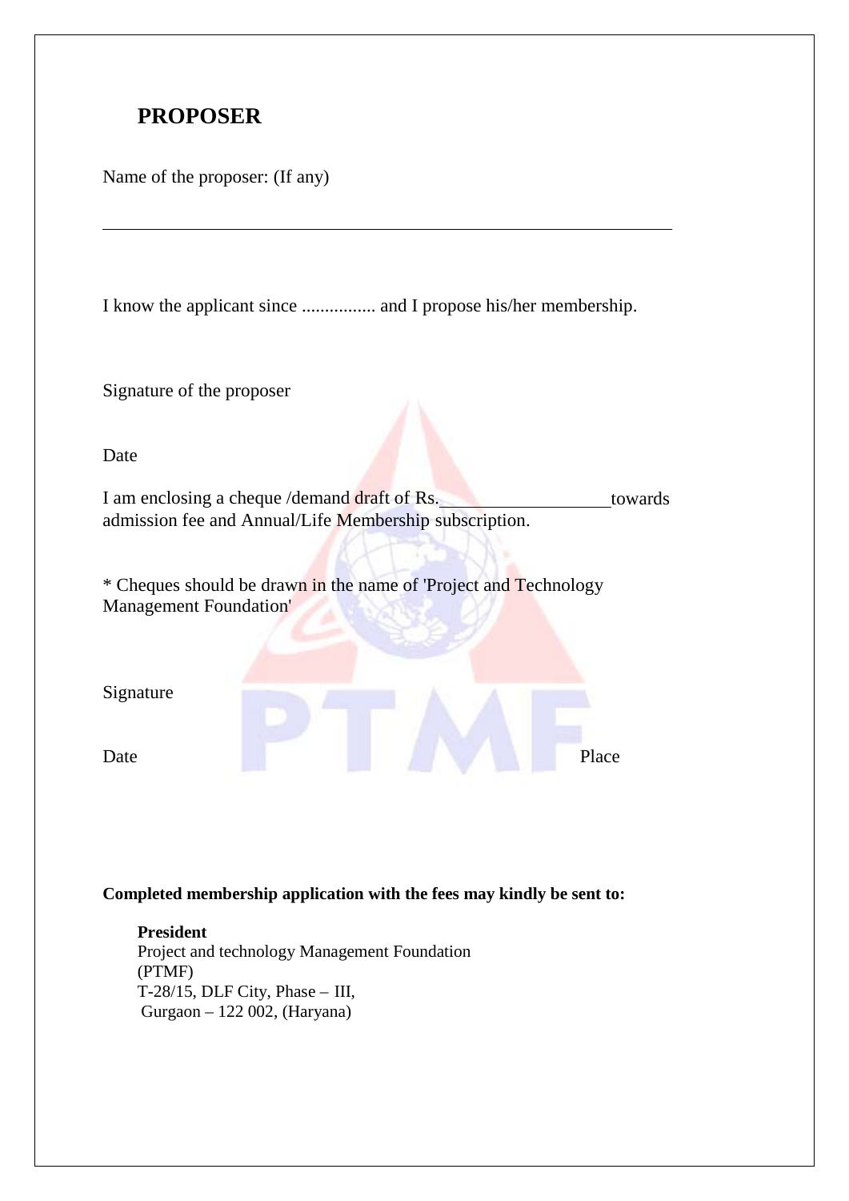## PROPOSER

Name of the proposer: (If any)

\_\_\_\_\_\_\_\_\_\_\_\_\_\_\_\_\_\_\_\_\_\_\_\_\_\_\_\_\_\_\_\_\_\_\_\_\_\_\_\_\_\_\_\_\_\_\_\_\_\_\_\_\_\_\_\_\_\_\_\_

I know the applicant since ................ and I propose his/her membership.

Signature of the proposer

Date

I am enclosing a cheque /demand draft of Rs.\_\_\_\_\_\_\_\_\_\_\_\_\_\_\_\_\_\_towards admission fee and Annual/Life Membership subscription.

* Cheques should be drawn in the name of 'Project and Technology Management Foundation'

Signature

Date Place

**Completed membership application with the fees may kindly be sent to:**

**President**
Project and technology Management Foundation
(PTMF)
T-28/15, DLF City, Phase – III,
Gurgaon – 122 002, (Haryana)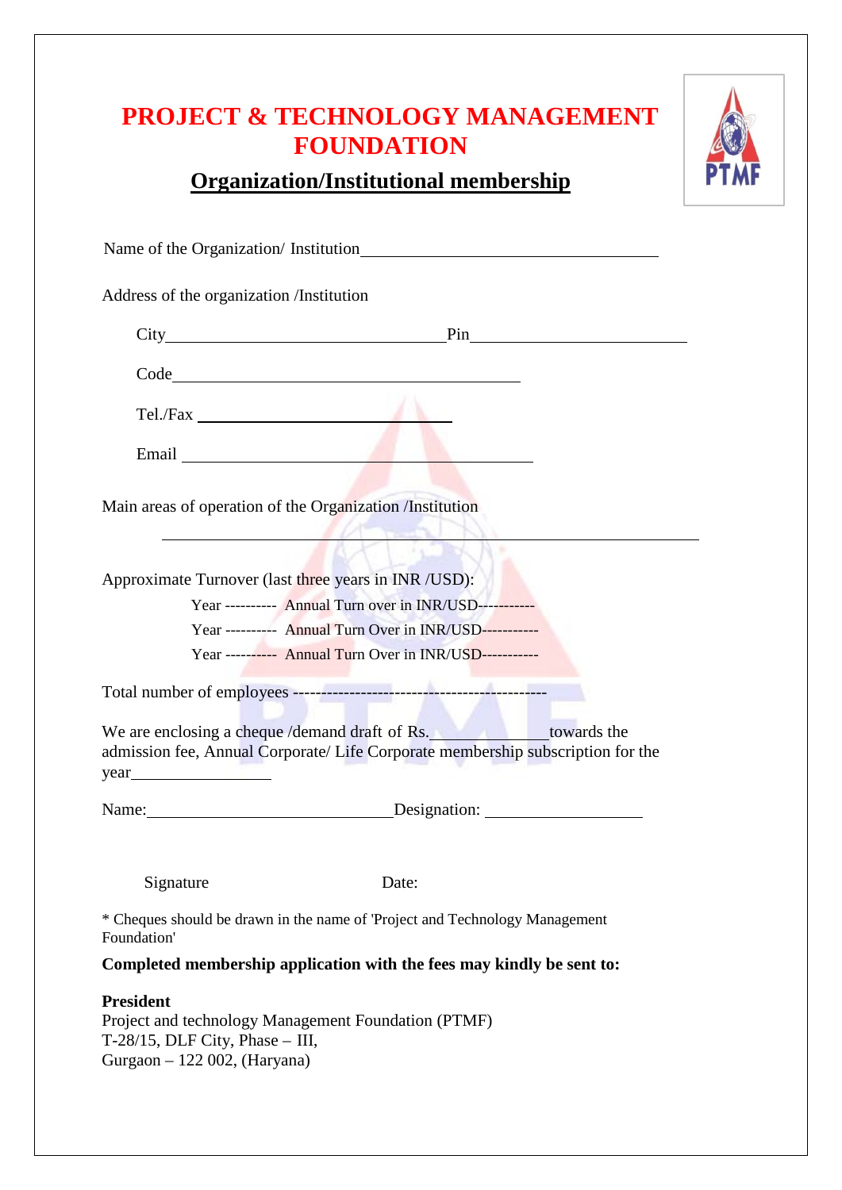# PROJECT & TECHNOLOGY MANAGEMENT FOUNDATION

## Organization/Institutional membership

Name of the Organization/ Institution____________________________________

Address of the organization /Institution

City__________________________________Pin___________________________

Code_____________________________________________

Tel./Fax _________________________________

Email ___________________________________________

Main areas of operation of the Organization /Institution

____________________________________________________________________

Approximate Turnover (last three years in INR /USD):

Year ---------- Annual Turn over in INR/USD-----------

Year ---------- Annual Turn Over in INR/USD-----------

Year ---------- Annual Turn Over in INR/USD-----------

Total number of employees ----------------------------------------------

We are enclosing a cheque /demand draft of Rs.______________towards the admission fee, Annual Corporate/ Life Corporate membership subscription for the year_________________

Name:______________________________Designation: ____________________

Signature Date:

* Cheques should be drawn in the name of 'Project and Technology Management Foundation'

**Completed membership application with the fees may kindly be sent to:**

**President**
Project and technology Management Foundation (PTMF)
T-28/15, DLF City, Phase – III,
Gurgaon – 122 002, (Haryana)